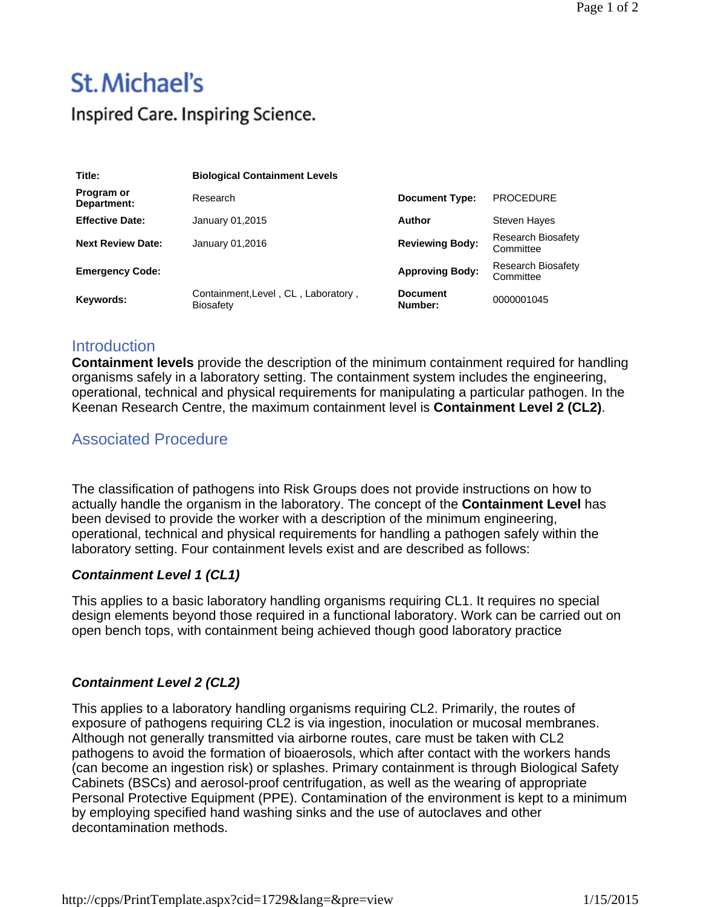# St. Michael's

Inspired Care. Inspiring Science.

| Title: | **Biological Containment Levels** | | |
|---|---|---|---|
| **Program or Department:** | Research | **Document Type:** | PROCEDURE |
| **Effective Date:** | January 01,2015 | **Author** | Steven Hayes |
| **Next Review Date:** | January 01,2016 | **Reviewing Body:** | Research Biosafety Committee |
| **Emergency Code:** | | **Approving Body:** | Research Biosafety Committee |
| **Keywords:** | Containment,Level , CL , Laboratory , Biosafety | **Document Number:** | 0000001045 |

## Introduction

**Containment levels** provide the description of the minimum containment required for handling organisms safely in a laboratory setting. The containment system includes the engineering, operational, technical and physical requirements for manipulating a particular pathogen. In the Keenan Research Centre, the maximum containment level is **Containment Level 2 (CL2)**.

## Associated Procedure

The classification of pathogens into Risk Groups does not provide instructions on how to actually handle the organism in the laboratory. The concept of the **Containment Level** has been devised to provide the worker with a description of the minimum engineering, operational, technical and physical requirements for handling a pathogen safely within the laboratory setting. Four containment levels exist and are described as follows:

### *Containment Level 1 (CL1)*

This applies to a basic laboratory handling organisms requiring CL1. It requires no special design elements beyond those required in a functional laboratory. Work can be carried out on open bench tops, with containment being achieved though good laboratory practice

### *Containment Level 2 (CL2)*

This applies to a laboratory handling organisms requiring CL2. Primarily, the routes of exposure of pathogens requiring CL2 is via ingestion, inoculation or mucosal membranes. Although not generally transmitted via airborne routes, care must be taken with CL2 pathogens to avoid the formation of bioaerosols, which after contact with the workers hands (can become an ingestion risk) or splashes. Primary containment is through Biological Safety Cabinets (BSCs) and aerosol-proof centrifugation, as well as the wearing of appropriate Personal Protective Equipment (PPE). Contamination of the environment is kept to a minimum by employing specified hand washing sinks and the use of autoclaves and other decontamination methods.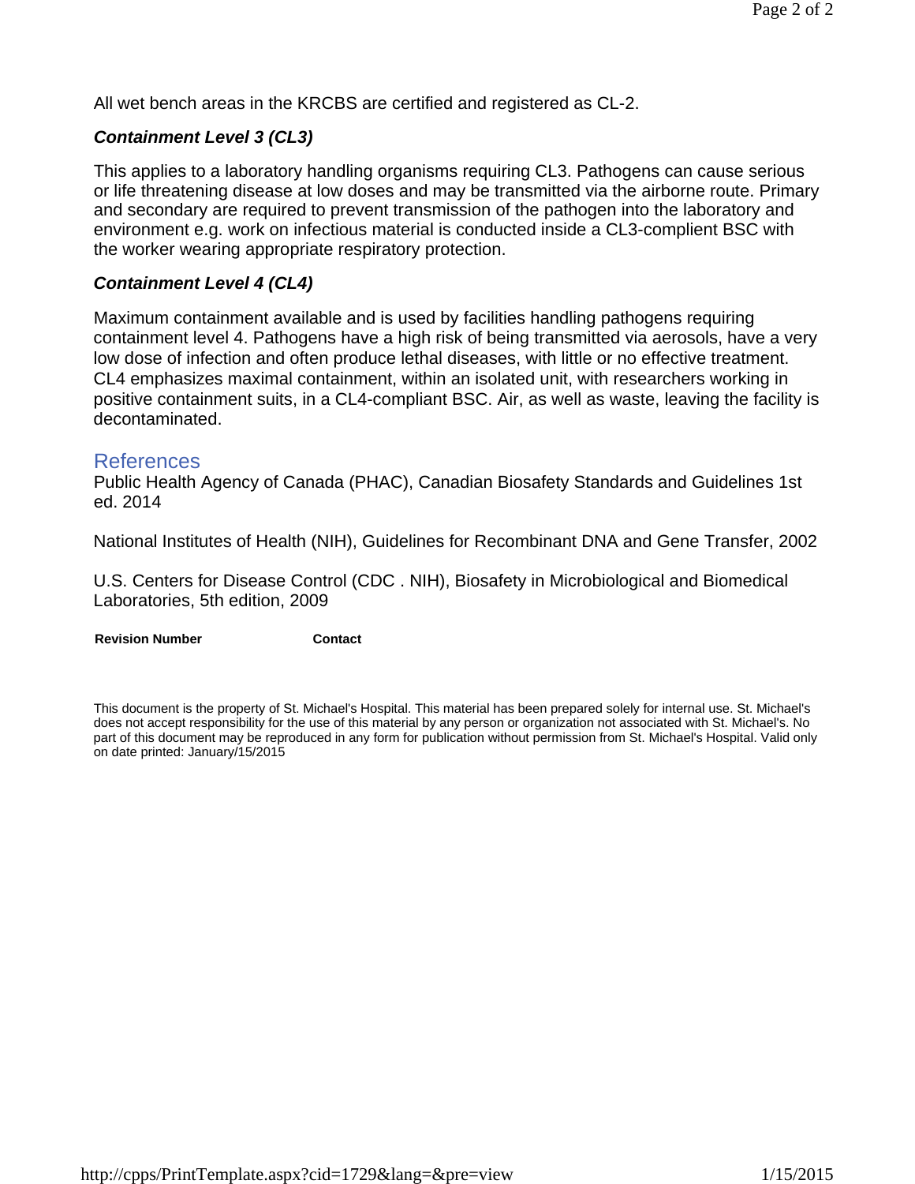All wet bench areas in the KRCBS are certified and registered as CL-2.

***Containment Level 3 (CL3)***

This applies to a laboratory handling organisms requiring CL3. Pathogens can cause serious or life threatening disease at low doses and may be transmitted via the airborne route. Primary and secondary are required to prevent transmission of the pathogen into the laboratory and environment e.g. work on infectious material is conducted inside a CL3-complient BSC with the worker wearing appropriate respiratory protection.

***Containment Level 4 (CL4)***

Maximum containment available and is used by facilities handling pathogens requiring containment level 4. Pathogens have a high risk of being transmitted via aerosols, have a very low dose of infection and often produce lethal diseases, with little or no effective treatment. CL4 emphasizes maximal containment, within an isolated unit, with researchers working in positive containment suits, in a CL4-compliant BSC. Air, as well as waste, leaving the facility is decontaminated.

## References

Public Health Agency of Canada (PHAC), Canadian Biosafety Standards and Guidelines 1st ed. 2014

National Institutes of Health (NIH), Guidelines for Recombinant DNA and Gene Transfer, 2002

U.S. Centers for Disease Control (CDC . NIH), Biosafety in Microbiological and Biomedical Laboratories, 5th edition, 2009

| Revision Number | Contact |
|---|---|

This document is the property of St. Michael's Hospital. This material has been prepared solely for internal use. St. Michael's does not accept responsibility for the use of this material by any person or organization not associated with St. Michael's. No part of this document may be reproduced in any form for publication without permission from St. Michael's Hospital. Valid only on date printed: January/15/2015